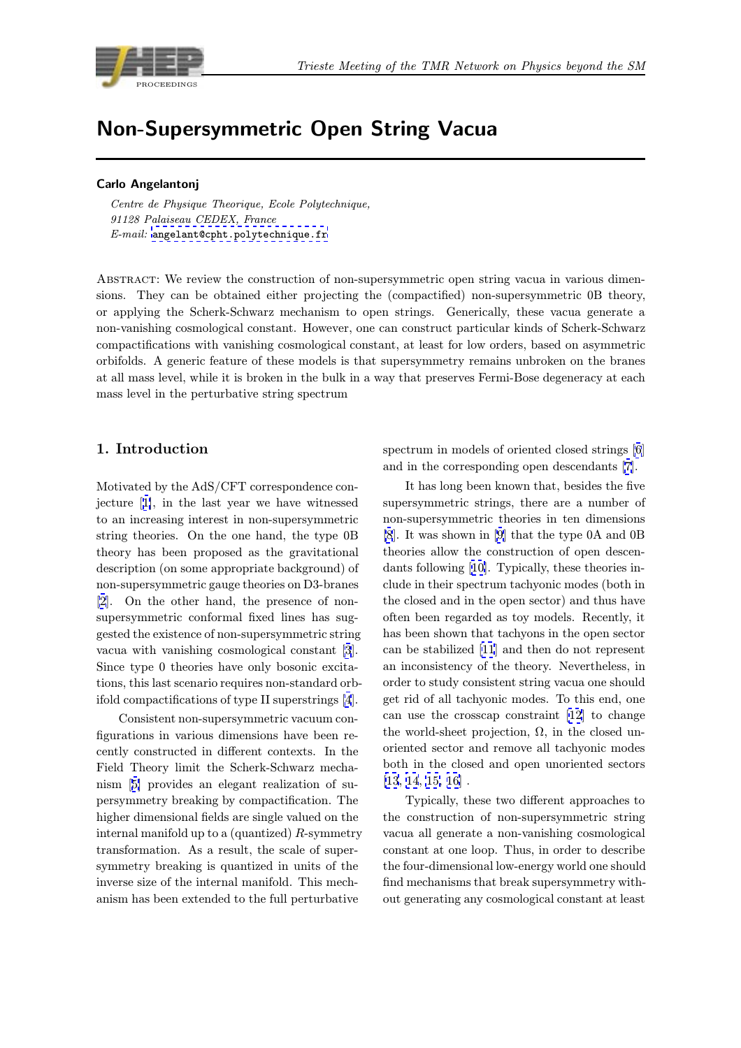# Non-Supersymmetric Open String Vacua

**Carlo Angelantonj**

*Centre de Physique Theorique, Ecole Polytechnique,*
*91128 Palaiseau CEDEX, France*
*E-mail:* angelant@cpht.polytechnique.fr

Abstract: We review the construction of non-supersymmetric open string vacua in various dimensions. They can be obtained either projecting the (compactified) non-supersymmetric 0B theory, or applying the Scherk-Schwarz mechanism to open strings. Generically, these vacua generate a non-vanishing cosmological constant. However, one can construct particular kinds of Scherk-Schwarz compactifications with vanishing cosmological constant, at least for low orders, based on asymmetric orbifolds. A generic feature of these models is that supersymmetry remains unbroken on the branes at all mass level, while it is broken in the bulk in a way that preserves Fermi-Bose degeneracy at each mass level in the perturbative string spectrum

## 1. Introduction

Motivated by the AdS/CFT correspondence conjecture [1], in the last year we have witnessed to an increasing interest in non-supersymmetric string theories. On the one hand, the type 0B theory has been proposed as the gravitational description (on some appropriate background) of non-supersymmetric gauge theories on D3-branes [2]. On the other hand, the presence of non-supersymmetric conformal fixed lines has suggested the existence of non-supersymmetric string vacua with vanishing cosmological constant [3]. Since type 0 theories have only bosonic excitations, this last scenario requires non-standard orbifold compactifications of type II superstrings [4].

Consistent non-supersymmetric vacuum configurations in various dimensions have been recently constructed in different contexts. In the Field Theory limit the Scherk-Schwarz mechanism [5] provides an elegant realization of supersymmetry breaking by compactification. The higher dimensional fields are single valued on the internal manifold up to a (quantized) $R$-symmetry transformation. As a result, the scale of supersymmetry breaking is quantized in units of the inverse size of the internal manifold. This mechanism has been extended to the full perturbative spectrum in models of oriented closed strings [6] and in the corresponding open descendants [7].

It has long been known that, besides the five supersymmetric strings, there are a number of non-supersymmetric theories in ten dimensions [8]. It was shown in [9] that the type 0A and 0B theories allow the construction of open descendants following [10]. Typically, these theories include in their spectrum tachyonic modes (both in the closed and in the open sector) and thus have often been regarded as toy models. Recently, it has been shown that tachyons in the open sector can be stabilized [11] and then do not represent an inconsistency of the theory. Nevertheless, in order to study consistent string vacua one should get rid of all tachyonic modes. To this end, one can use the crosscap constraint [12] to change the world-sheet projection, $\Omega$, in the closed unoriented sector and remove all tachyonic modes both in the closed and open unoriented sectors [13, 14, 15, 16] .

Typically, these two different approaches to the construction of non-supersymmetric string vacua all generate a non-vanishing cosmological constant at one loop. Thus, in order to describe the four-dimensional low-energy world one should find mechanisms that break supersymmetry without generating any cosmological constant at least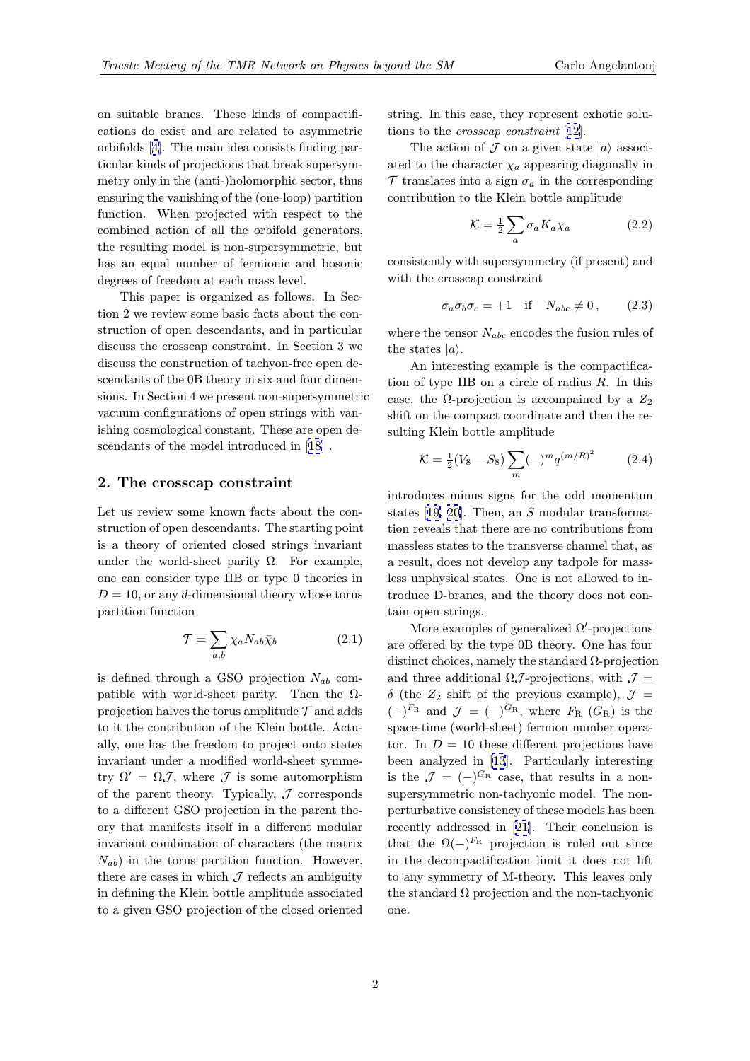on suitable branes. These kinds of compactifications do exist and are related to asymmetric orbifolds [4]. The main idea consists finding particular kinds of projections that break supersymmetry only in the (anti-)holomorphic sector, thus ensuring the vanishing of the (one-loop) partition function. When projected with respect to the combined action of all the orbifold generators, the resulting model is non-supersymmetric, but has an equal number of fermionic and bosonic degrees of freedom at each mass level.

This paper is organized as follows. In Section 2 we review some basic facts about the construction of open descendants, and in particular discuss the crosscap constraint. In Section 3 we discuss the construction of tachyon-free open descendants of the 0B theory in six and four dimensions. In Section 4 we present non-supersymmetric vacuum configurations of open strings with vanishing cosmological constant. These are open descendants of the model introduced in [18] .

## 2. The crosscap constraint

Let us review some known facts about the construction of open descendants. The starting point is a theory of oriented closed strings invariant under the world-sheet parity $\Omega$. For example, one can consider type IIB or type 0 theories in $D = 10$, or any $d$-dimensional theory whose torus partition function

$$\mathcal{T} = \sum_{a,b} \chi_a N_{ab} \bar{\chi}_b \tag{2.1}$$

is defined through a GSO projection $N_{ab}$ compatible with world-sheet parity. Then the $\Omega$-projection halves the torus amplitude $\mathcal{T}$ and adds to it the contribution of the Klein bottle. Actually, one has the freedom to project onto states invariant under a modified world-sheet symmetry $\Omega' = \Omega\mathcal{J}$, where $\mathcal{J}$ is some automorphism of the parent theory. Typically, $\mathcal{J}$ corresponds to a different GSO projection in the parent theory that manifests itself in a different modular invariant combination of characters (the matrix $N_{ab}$) in the torus partition function. However, there are cases in which $\mathcal{J}$ reflects an ambiguity in defining the Klein bottle amplitude associated to a given GSO projection of the closed oriented string. In this case, they represent exhotic solutions to the *crosscap constraint* [12].

The action of $\mathcal{J}$ on a given state $|a\rangle$ associated to the character $\chi_a$ appearing diagonally in $\mathcal{T}$ translates into a sign $\sigma_a$ in the corresponding contribution to the Klein bottle amplitude

$$\mathcal{K} = \tfrac{1}{2} \sum_a \sigma_a K_a \chi_a \tag{2.2}$$

consistently with supersymmetry (if present) and with the crosscap constraint

$$\sigma_a \sigma_b \sigma_c = +1 \quad \text{if} \quad N_{abc} \neq 0\,, \tag{2.3}$$

where the tensor $N_{abc}$ encodes the fusion rules of the states $|a\rangle$.

An interesting example is the compactification of type IIB on a circle of radius $R$. In this case, the $\Omega$-projection is accompained by a $Z_2$ shift on the compact coordinate and then the resulting Klein bottle amplitude

$$\mathcal{K} = \tfrac{1}{2}(V_8 - S_8) \sum_m (-)^m q^{(m/R)^2} \tag{2.4}$$

introduces minus signs for the odd momentum states [19, 20]. Then, an $S$ modular transformation reveals that there are no contributions from massless states to the transverse channel that, as a result, does not develop any tadpole for massless unphysical states. One is not allowed to introduce D-branes, and the theory does not contain open strings.

More examples of generalized $\Omega'$-projections are offered by the type 0B theory. One has four distinct choices, namely the standard $\Omega$-projection and three additional $\Omega\mathcal{J}$-projections, with $\mathcal{J} = \delta$ (the $Z_2$ shift of the previous example), $\mathcal{J} = (-)^{F_{\rm R}}$ and $\mathcal{J} = (-)^{G_{\rm R}}$, where $F_{\rm R}$ ($G_{\rm R}$) is the space-time (world-sheet) fermion number operator. In $D = 10$ these different projections have been analyzed in [13]. Particularly interesting is the $\mathcal{J} = (-)^{G_{\rm R}}$ case, that results in a non-supersymmetric non-tachyonic model. The non-perturbative consistency of these models has been recently addressed in [21]. Their conclusion is that the $\Omega(-)^{F_{\rm R}}$ projection is ruled out since in the decompactification limit it does not lift to any symmetry of M-theory. This leaves only the standard $\Omega$ projection and the non-tachyonic one.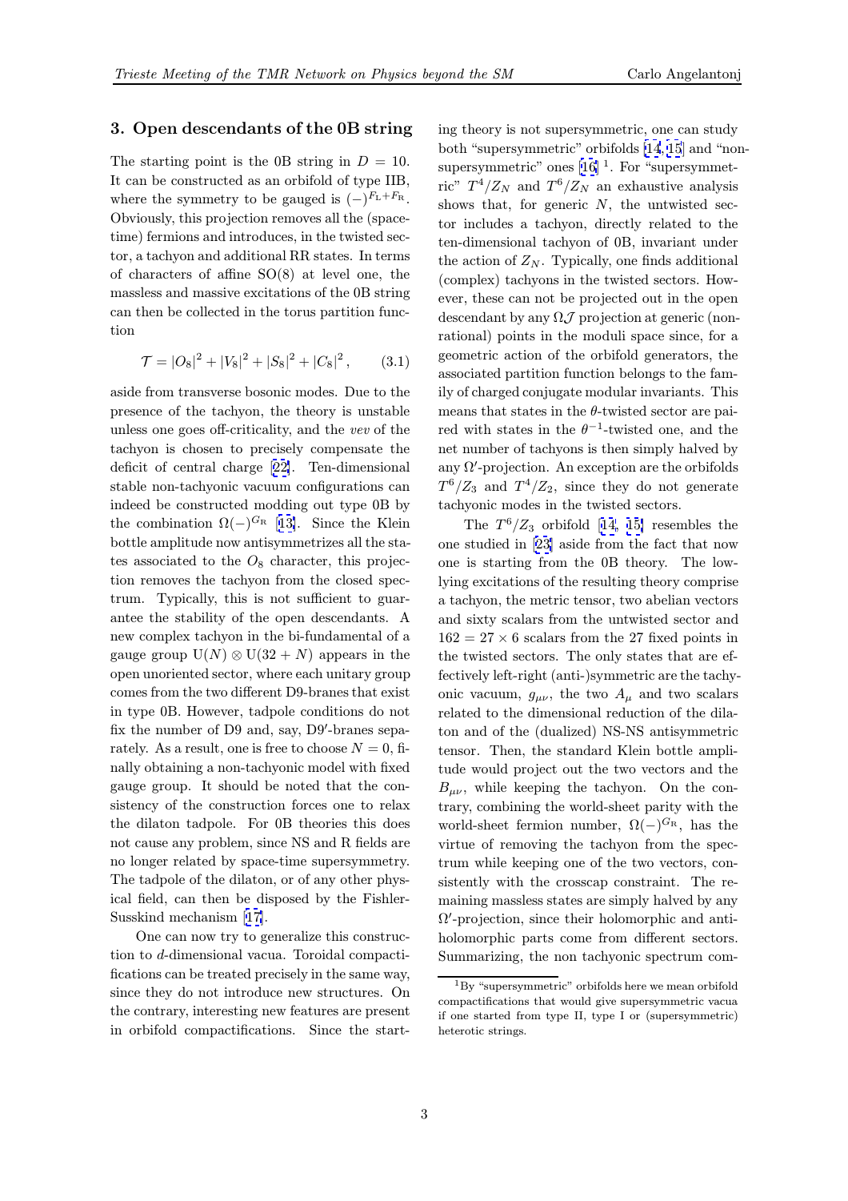## 3. Open descendants of the 0B string

The starting point is the 0B string in $D = 10$. It can be constructed as an orbifold of type IIB, where the symmetry to be gauged is $(-)^{F_L+F_R}$. Obviously, this projection removes all the (space-time) fermions and introduces, in the twisted sector, a tachyon and additional RR states. In terms of characters of affine SO(8) at level one, the massless and massive excitations of the 0B string can then be collected in the torus partition function

$$\mathcal{T} = |O_8|^2 + |V_8|^2 + |S_8|^2 + |C_8|^2 \,, \qquad (3.1)$$

aside from transverse bosonic modes. Due to the presence of the tachyon, the theory is unstable unless one goes off-criticality, and the *vev* of the tachyon is chosen to precisely compensate the deficit of central charge [22]. Ten-dimensional stable non-tachyonic vacuum configurations can indeed be constructed modding out type 0B by the combination $\Omega(-)^{G_R}$ [13]. Since the Klein bottle amplitude now antisymmetrizes all the states associated to the $O_8$ character, this projection removes the tachyon from the closed spectrum. Typically, this is not sufficient to guarantee the stability of the open descendants. A new complex tachyon in the bi-fundamental of a gauge group $\mathrm{U}(N) \otimes \mathrm{U}(32+N)$ appears in the open unoriented sector, where each unitary group comes from the two different D9-branes that exist in type 0B. However, tadpole conditions do not fix the number of D9 and, say, D9′-branes separately. As a result, one is free to choose $N = 0$, finally obtaining a non-tachyonic model with fixed gauge group. It should be noted that the consistency of the construction forces one to relax the dilaton tadpole. For 0B theories this does not cause any problem, since NS and R fields are no longer related by space-time supersymmetry. The tadpole of the dilaton, or of any other physical field, can then be disposed by the Fishler-Susskind mechanism [17].

One can now try to generalize this construction to $d$-dimensional vacua. Toroidal compactifications can be treated precisely in the same way, since they do not introduce new structures. On the contrary, interesting new features are present in orbifold compactifications. Since the starting theory is not supersymmetric, one can study both "supersymmetric" orbifolds [14, 15] and "non-supersymmetric" ones [16] [1]. For "supersymmetric" $T^4/Z_N$ and $T^6/Z_N$ an exhaustive analysis shows that, for generic $N$, the untwisted sector includes a tachyon, directly related to the ten-dimensional tachyon of 0B, invariant under the action of $Z_N$. Typically, one finds additional (complex) tachyons in the twisted sectors. However, these can not be projected out in the open descendant by any $\Omega\mathcal{J}$ projection at generic (non-rational) points in the moduli space since, for a geometric action of the orbifold generators, the associated partition function belongs to the family of charged conjugate modular invariants. This means that states in the $\theta$-twisted sector are paired with states in the $\theta^{-1}$-twisted one, and the net number of tachyons is then simply halved by any $\Omega'$-projection. An exception are the orbifolds $T^6/Z_3$ and $T^4/Z_2$, since they do not generate tachyonic modes in the twisted sectors.

The $T^6/Z_3$ orbifold [14, 15] resembles the one studied in [23] aside from the fact that now one is starting from the 0B theory. The low-lying excitations of the resulting theory comprise a tachyon, the metric tensor, two abelian vectors and sixty scalars from the untwisted sector and $162 = 27 \times 6$ scalars from the 27 fixed points in the twisted sectors. The only states that are effectively left-right (anti-)symmetric are the tachyonic vacuum, $g_{\mu\nu}$, the two $A_\mu$ and two scalars related to the dimensional reduction of the dilaton and of the (dualized) NS-NS antisymmetric tensor. Then, the standard Klein bottle amplitude would project out the two vectors and the $B_{\mu\nu}$, while keeping the tachyon. On the contrary, combining the world-sheet parity with the world-sheet fermion number, $\Omega(-)^{G_R}$, has the virtue of removing the tachyon from the spectrum while keeping one of the two vectors, consistently with the crosscap constraint. The remaining massless states are simply halved by any $\Omega'$-projection, since their holomorphic and anti-holomorphic parts come from different sectors. Summarizing, the non tachyonic spectrum com-

[1] By "supersymmetric" orbifolds here we mean orbifold compactifications that would give supersymmetric vacua if one started from type II, type I or (supersymmetric) heterotic strings.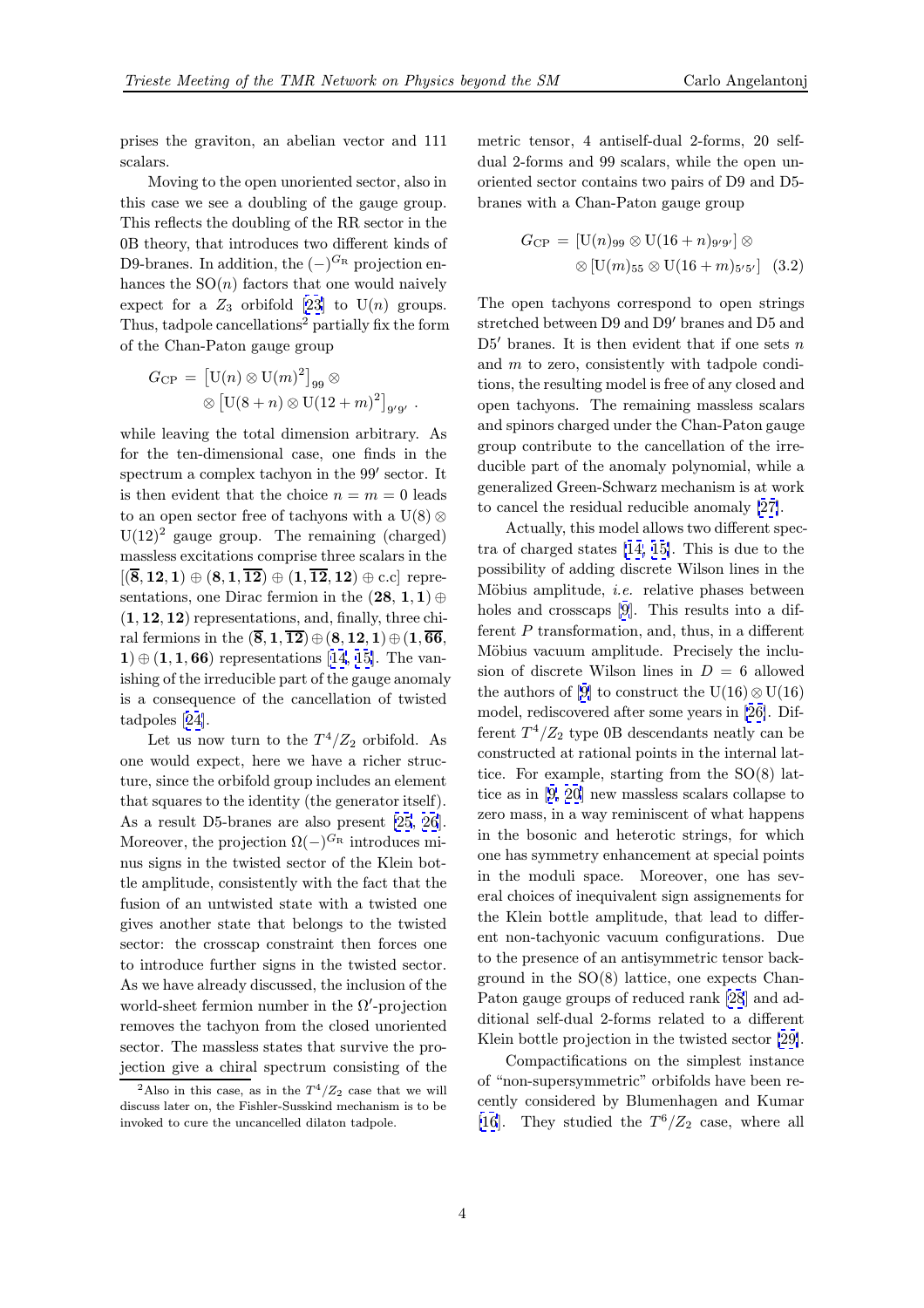prises the graviton, an abelian vector and 111 scalars.

Moving to the open unoriented sector, also in this case we see a doubling of the gauge group. This reflects the doubling of the RR sector in the 0B theory, that introduces two different kinds of D9-branes. In addition, the $(-)^{G_{\rm R}}$ projection enhances the $\mathrm{SO}(n)$ factors that one would naively expect for a $Z_3$ orbifold [23] to $\mathrm{U}(n)$ groups. Thus, tadpole cancellations[2] partially fix the form of the Chan-Paton gauge group

$$
G_{\rm CP} = \left[\mathrm{U}(n) \otimes \mathrm{U}(m)^2\right]_{99} \otimes \\ \otimes \left[\mathrm{U}(8+n) \otimes \mathrm{U}(12+m)^2\right]_{9'9'} .
$$

while leaving the total dimension arbitrary. As for the ten-dimensional case, one finds in the spectrum a complex tachyon in the $99'$ sector. It is then evident that the choice $n = m = 0$ leads to an open sector free of tachyons with a $\mathrm{U}(8) \otimes \mathrm{U}(12)^2$ gauge group. The remaining (charged) massless excitations comprise three scalars in the $[(\overline{\mathbf{8}}, \mathbf{12}, \mathbf{1}) \oplus (\mathbf{8}, \mathbf{1}, \overline{\mathbf{12}}) \oplus (\mathbf{1}, \overline{\mathbf{12}}, \mathbf{12}) \oplus \text{c.c}]$ representations, one Dirac fermion in the $(\mathbf{28}, \mathbf{1}, \mathbf{1}) \oplus (\mathbf{1}, \mathbf{12}, \mathbf{12})$ representations, and, finally, three chiral fermions in the $(\overline{\mathbf{8}}, \mathbf{1}, \overline{\mathbf{12}}) \oplus (\mathbf{8}, \mathbf{12}, \mathbf{1}) \oplus (\mathbf{1}, \overline{\mathbf{66}}, \mathbf{1}) \oplus (\mathbf{1}, \mathbf{1}, \mathbf{66})$ representations [14, 15]. The vanishing of the irreducible part of the gauge anomaly is a consequence of the cancellation of twisted tadpoles [24].

Let us now turn to the $T^4/Z_2$ orbifold. As one would expect, here we have a richer structure, since the orbifold group includes an element that squares to the identity (the generator itself). As a result D5-branes are also present [25, 26]. Moreover, the projection $\Omega(-)^{G_{\rm R}}$ introduces minus signs in the twisted sector of the Klein bottle amplitude, consistently with the fact that the fusion of an untwisted state with a twisted one gives another state that belongs to the twisted sector: the crosscap constraint then forces one to introduce further signs in the twisted sector. As we have already discussed, the inclusion of the world-sheet fermion number in the $\Omega'$-projection removes the tachyon from the closed unoriented sector. The massless states that survive the projection give a chiral spectrum consisting of the metric tensor, 4 antiself-dual 2-forms, 20 self-dual 2-forms and 99 scalars, while the open unoriented sector contains two pairs of D9 and D5-branes with a Chan-Paton gauge group

$$
G_{\rm CP} = [\mathrm{U}(n)_{99} \otimes \mathrm{U}(16+n)_{9'9'}] \otimes \\ \otimes [\mathrm{U}(m)_{55} \otimes \mathrm{U}(16+m)_{5'5'}] \quad (3.2)
$$

The open tachyons correspond to open strings stretched between D9 and D9′ branes and D5 and D5′ branes. It is then evident that if one sets $n$ and $m$ to zero, consistently with tadpole conditions, the resulting model is free of any closed and open tachyons. The remaining massless scalars and spinors charged under the Chan-Paton gauge group contribute to the cancellation of the irreducible part of the anomaly polynomial, while a generalized Green-Schwarz mechanism is at work to cancel the residual reducible anomaly [27].

Actually, this model allows two different spectra of charged states [14, 15]. This is due to the possibility of adding discrete Wilson lines in the Möbius amplitude, *i.e.* relative phases between holes and crosscaps [9]. This results into a different $P$ transformation, and, thus, in a different Möbius vacuum amplitude. Precisely the inclusion of discrete Wilson lines in $D = 6$ allowed the authors of [9] to construct the $\mathrm{U}(16) \otimes \mathrm{U}(16)$ model, rediscovered after some years in [26]. Different $T^4/Z_2$ type 0B descendants neatly can be constructed at rational points in the internal lattice. For example, starting from the $\mathrm{SO}(8)$ lattice as in [9, 20] new massless scalars collapse to zero mass, in a way reminiscent of what happens in the bosonic and heterotic strings, for which one has symmetry enhancement at special points in the moduli space. Moreover, one has several choices of inequivalent sign assignements for the Klein bottle amplitude, that lead to different non-tachyonic vacuum configurations. Due to the presence of an antisymmetric tensor background in the $\mathrm{SO}(8)$ lattice, one expects Chan-Paton gauge groups of reduced rank [28] and additional self-dual 2-forms related to a different Klein bottle projection in the twisted sector [29].

Compactifications on the simplest instance of "non-supersymmetric" orbifolds have been recently considered by Blumenhagen and Kumar [16]. They studied the $T^6/Z_2$ case, where all

[2] Also in this case, as in the $T^4/Z_2$ case that we will discuss later on, the Fishler-Susskind mechanism is to be invoked to cure the uncancelled dilaton tadpole.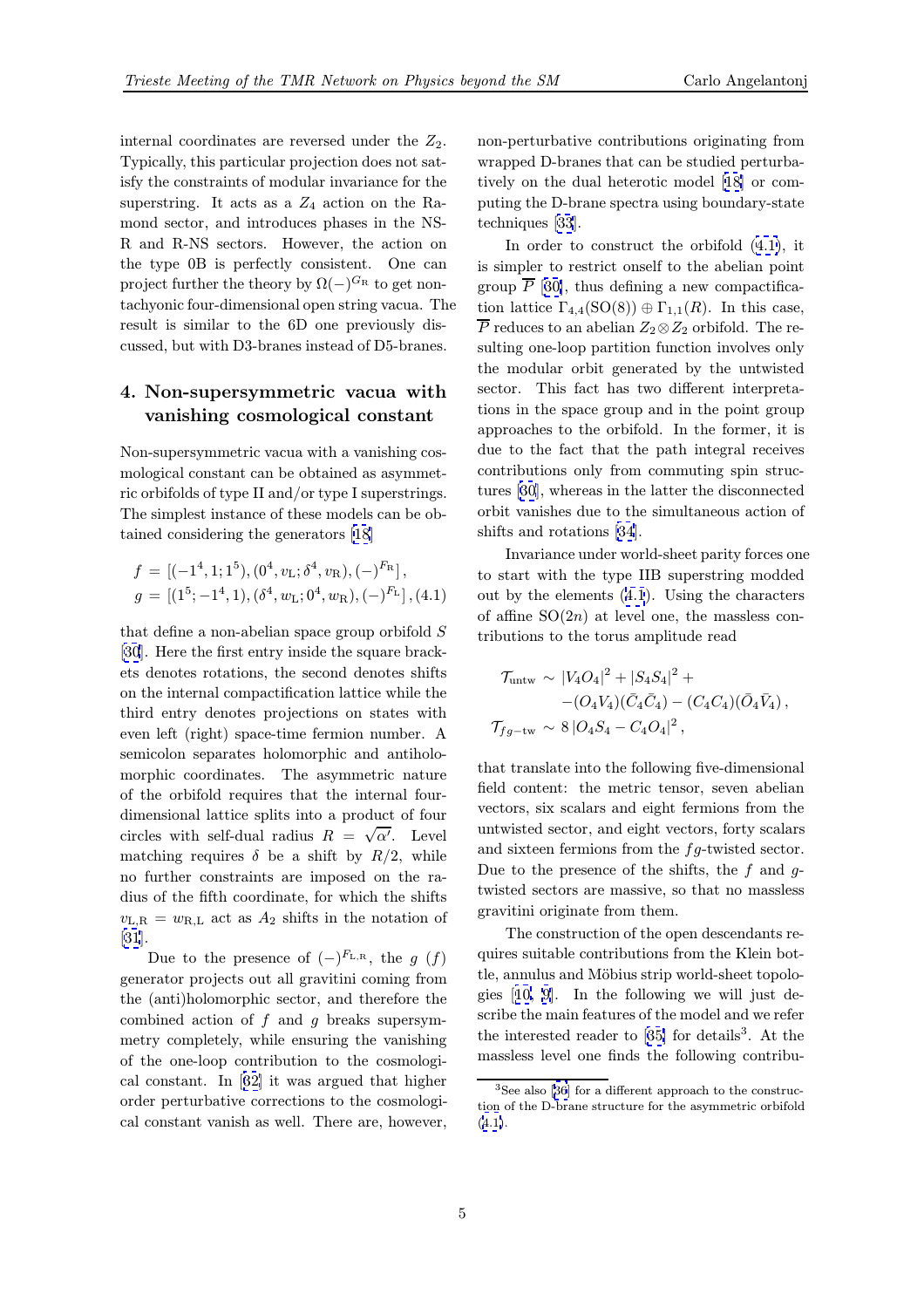internal coordinates are reversed under the $Z_2$. Typically, this particular projection does not satisfy the constraints of modular invariance for the superstring. It acts as a $Z_4$ action on the Ramond sector, and introduces phases in the NS-R and R-NS sectors. However, the action on the type 0B is perfectly consistent. One can project further the theory by $\Omega(-)^{G_R}$ to get non-tachyonic four-dimensional open string vacua. The result is similar to the 6D one previously discussed, but with D3-branes instead of D5-branes.

## 4. Non-supersymmetric vacua with vanishing cosmological constant

Non-supersymmetric vacua with a vanishing cosmological constant can be obtained as asymmetric orbifolds of type II and/or type I superstrings. The simplest instance of these models can be obtained considering the generators [18]

$$
\begin{aligned}
f &= [(-1^4, 1; 1^5), (0^4, v_{\rm L}; \delta^4, v_{\rm R}), (-)^{F_{\rm R}}] \,, \\
g &= [(1^5; -1^4, 1), (\delta^4, w_{\rm L}; 0^4, w_{\rm R}), (-)^{F_{\rm L}}] \,, \quad (4.1)
\end{aligned}
$$

that define a non-abelian space group orbifold $S$ [30]. Here the first entry inside the square brackets denotes rotations, the second denotes shifts on the internal compactification lattice while the third entry denotes projections on states with even left (right) space-time fermion number. A semicolon separates holomorphic and antiholomorphic coordinates. The asymmetric nature of the orbifold requires that the internal four-dimensional lattice splits into a product of four circles with self-dual radius $R = \sqrt{\alpha'}$. Level matching requires $\delta$ be a shift by $R/2$, while no further constraints are imposed on the radius of the fifth coordinate, for which the shifts $v_{\rm L,R} = w_{\rm R,L}$ act as $A_2$ shifts in the notation of [31].

Due to the presence of $(-)^{F_{\rm L,R}}$, the $g$ $(f)$ generator projects out all gravitini coming from the (anti)holomorphic sector, and therefore the combined action of $f$ and $g$ breaks supersymmetry completely, while ensuring the vanishing of the one-loop contribution to the cosmological constant. In [32] it was argued that higher order perturbative corrections to the cosmological constant vanish as well. There are, however, non-perturbative contributions originating from wrapped D-branes that can be studied perturbatively on the dual heterotic model [18] or computing the D-brane spectra using boundary-state techniques [33].

In order to construct the orbifold (4.1), it is simpler to restrict onself to the abelian point group $\overline{P}$ [30], thus defining a new compactification lattice $\Gamma_{4,4}({\rm SO}(8)) \oplus \Gamma_{1,1}(R)$. In this case, $\overline{P}$ reduces to an abelian $Z_2 \otimes Z_2$ orbifold. The resulting one-loop partition function involves only the modular orbit generated by the untwisted sector. This fact has two different interpretations in the space group and in the point group approaches to the orbifold. In the former, it is due to the fact that the path integral receives contributions only from commuting spin structures [30], whereas in the latter the disconnected orbit vanishes due to the simultaneous action of shifts and rotations [34].

Invariance under world-sheet parity forces one to start with the type IIB superstring modded out by the elements (4.1). Using the characters of affine ${\rm SO}(2n)$ at level one, the massless contributions to the torus amplitude read

$$
\begin{aligned}
\mathcal{T}_{\rm untw} &\sim |V_4 O_4|^2 + |S_4 S_4|^2 + \\
&\quad - (O_4 V_4)(\bar{C}_4 \bar{C}_4) - (C_4 C_4)(\bar{O}_4 \bar{V}_4) \,, \\
\mathcal{T}_{fg-{\rm tw}} &\sim 8\, |O_4 S_4 - C_4 O_4|^2 \,,
\end{aligned}
$$

that translate into the following five-dimensional field content: the metric tensor, seven abelian vectors, six scalars and eight fermions from the untwisted sector, and eight vectors, forty scalars and sixteen fermions from the $fg$-twisted sector. Due to the presence of the shifts, the $f$ and $g$-twisted sectors are massive, so that no massless gravitini originate from them.

The construction of the open descendants requires suitable contributions from the Klein bottle, annulus and Möbius strip world-sheet topologies [10, 9]. In the following we will just describe the main features of the model and we refer the interested reader to [35] for details[3]. At the massless level one finds the following contribu-

[3] See also [36] for a different approach to the construction of the D-brane structure for the asymmetric orbifold (4.1).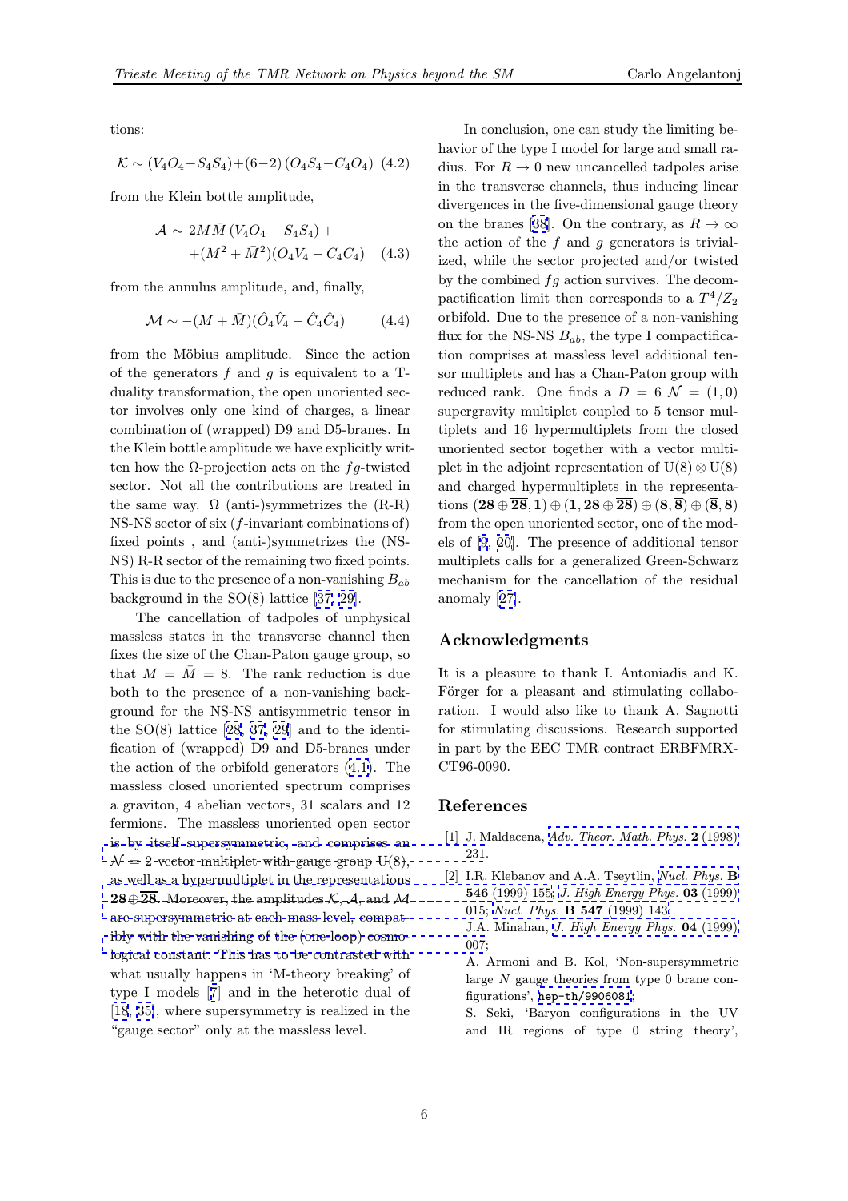tions:

$$\mathcal{K} \sim (V_4O_4 - S_4S_4) + (6-2)\,(O_4S_4 - C_4O_4) \quad (4.2)$$

from the Klein bottle amplitude,

$$\begin{aligned}\mathcal{A} \sim\ & 2M\bar{M}\,(V_4O_4 - S_4S_4) + \\ & +(M^2+\bar{M}^2)(O_4V_4 - C_4C_4) \end{aligned} \quad (4.3)$$

from the annulus amplitude, and, finally,

$$\mathcal{M} \sim -(M+\bar{M})(\hat{O}_4\hat{V}_4 - \hat{C}_4\hat{C}_4) \qquad (4.4)$$

from the Möbius amplitude. Since the action of the generators $f$ and $g$ is equivalent to a T-duality transformation, the open unoriented sector involves only one kind of charges, a linear combination of (wrapped) D9 and D5-branes. In the Klein bottle amplitude we have explicitly written how the $\Omega$-projection acts on the $fg$-twisted sector. Not all the contributions are treated in the same way. $\Omega$ (anti-)symmetrizes the (R-R) NS-NS sector of six ($f$-invariant combinations of) fixed points , and (anti-)symmetrizes the (NS-NS) R-R sector of the remaining two fixed points. This is due to the presence of a non-vanishing $B_{ab}$ background in the SO(8) lattice [37, 29].

The cancellation of tadpoles of unphysical massless states in the transverse channel then fixes the size of the Chan-Paton gauge group, so that $M = \bar{M} = 8$. The rank reduction is due both to the presence of a non-vanishing background for the NS-NS antisymmetric tensor in the SO(8) lattice [28, 37, 29] and to the identification of (wrapped) D9 and D5-branes under the action of the orbifold generators (4.1). The massless closed unoriented spectrum comprises a graviton, 4 abelian vectors, 31 scalars and 12 fermions. The massless unoriented open sector is by itself supersymmetric, and comprises an $\mathcal{N}=2$ vector multiplet with gauge group U(8), as well as a hypermultiplet in the representations $\mathbf{28} \oplus \overline{\mathbf{28}}$. Moreover, the amplitudes $\mathcal{K}$, $\mathcal{A}$, and $\mathcal{M}$ are supersymmetric at each mass level, compatibly with the vanishing of the (one-loop) cosmological constant. This has to be contrasted with what usually happens in 'M-theory breaking' of type I models [7] and in the heterotic dual of [18, 35], where supersymmetry is realized in the "gauge sector" only at the massless level.

In conclusion, one can study the limiting behavior of the type I model for large and small radius. For $R \to 0$ new uncancelled tadpoles arise in the transverse channels, thus inducing linear divergences in the five-dimensional gauge theory on the branes [38]. On the contrary, as $R \to \infty$ the action of the $f$ and $g$ generators is trivialized, while the sector projected and/or twisted by the combined $fg$ action survives. The decompactification limit then corresponds to a $T^4/Z_2$ orbifold. Due to the presence of a non-vanishing flux for the NS-NS $B_{ab}$, the type I compactification comprises at massless level additional tensor multiplets and has a Chan-Paton group with reduced rank. One finds a $D=6$ $\mathcal{N}=(1,0)$ supergravity multiplet coupled to 5 tensor multiplets and 16 hypermultiplets from the closed unoriented sector together with a vector multiplet in the adjoint representation of $\mathrm{U}(8)\otimes\mathrm{U}(8)$ and charged hypermultiplets in the representations $(\mathbf{28}\oplus\overline{\mathbf{28}},\mathbf{1})\oplus(\mathbf{1},\mathbf{28}\oplus\overline{\mathbf{28}})\oplus(\mathbf{8},\overline{\mathbf{8}})\oplus(\overline{\mathbf{8}},\mathbf{8})$ from the open unoriented sector, one of the models of [9, 20]. The presence of additional tensor multiplets calls for a generalized Green-Schwarz mechanism for the cancellation of the residual anomaly [27].

## Acknowledgments

It is a pleasure to thank I. Antoniadis and K. Förger for a pleasant and stimulating collaboration. I would also like to thank A. Sagnotti for stimulating discussions. Research supported in part by the EEC TMR contract ERBFMRX-CT96-0090.

## References

[1] J. Maldacena, *Adv. Theor. Math. Phys.* **2** (1998) 231.

[2] I.R. Klebanov and A.A. Tseytlin, *Nucl. Phys.* **B 546** (1999) 155; *J. High Energy Phys.* **03** (1999) 015; *Nucl. Phys.* **B 547** (1999) 143;
J.A. Minahan, *J. High Energy Phys.* **04** (1999) 007;
A. Armoni and B. Kol, 'Non-supersymmetric large $N$ gauge theories from type 0 brane configurations', hep-th/9906081;
S. Seki, 'Baryon configurations in the UV and IR regions of type 0 string theory',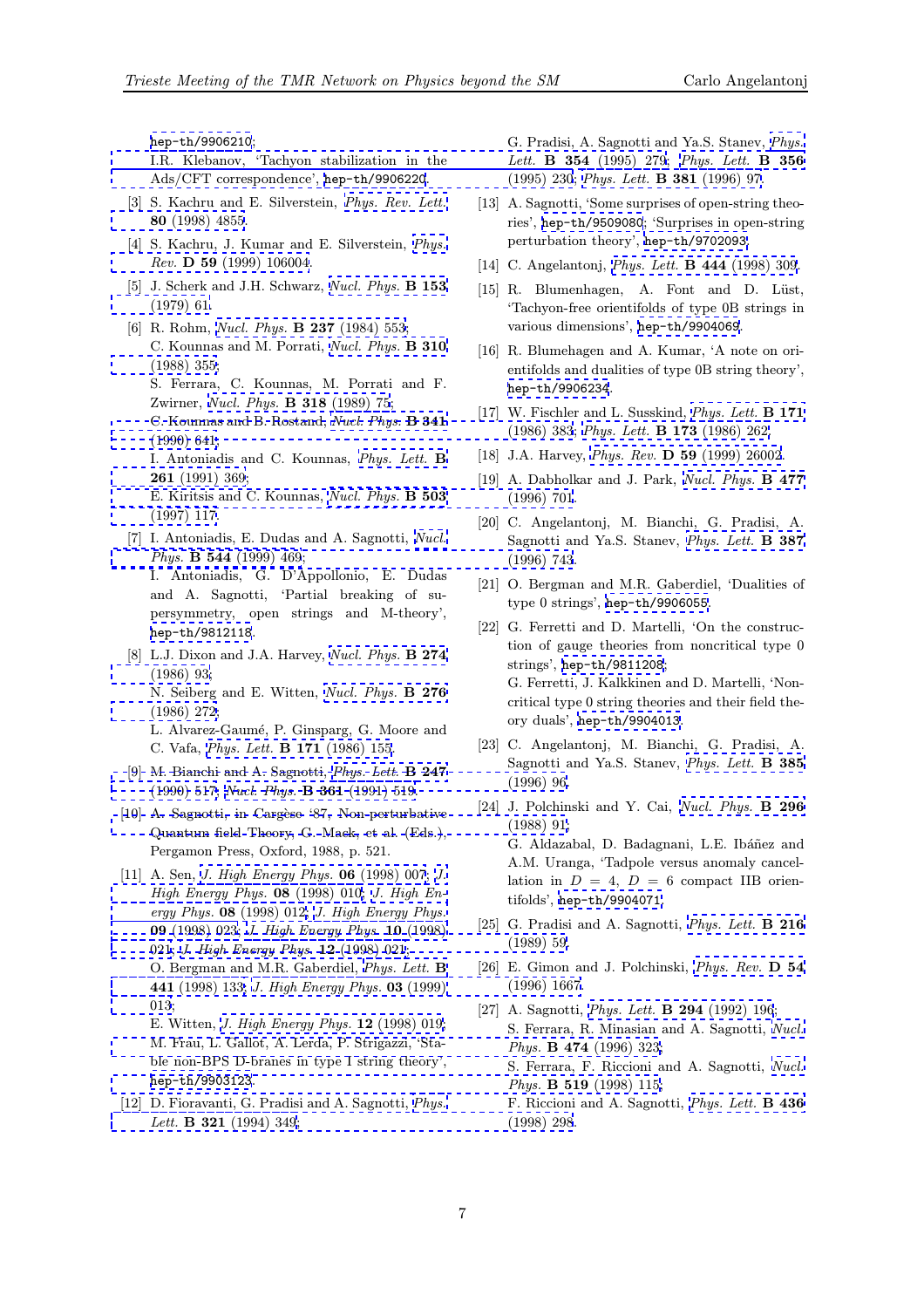hep-th/9906210;
I.R. Klebanov, 'Tachyon stabilization in the Ads/CFT correspondence', hep-th/9906220.

[3] S. Kachru and E. Silverstein, *Phys. Rev. Lett.* **80** (1998) 4855.

[4] S. Kachru, J. Kumar and E. Silverstein, *Phys. Rev.* **D 59** (1999) 106004.

[5] J. Scherk and J.H. Schwarz, *Nucl. Phys.* **B 153** (1979) 61.

[6] R. Rohm, *Nucl. Phys.* **B 237** (1984) 553;
C. Kounnas and M. Porrati, *Nucl. Phys.* **B 310** (1988) 355;
S. Ferrara, C. Kounnas, M. Porrati and F. Zwirner, *Nucl. Phys.* **B 318** (1989) 75;
C. Kounnas and B. Rostand, *Nucl. Phys.* **B 341** (1990) 641;
I. Antoniadis and C. Kounnas, *Phys. Lett.* **B 261** (1991) 369;
E. Kiritsis and C. Kounnas, *Nucl. Phys.* **B 503** (1997) 117.

[7] I. Antoniadis, E. Dudas and A. Sagnotti, *Nucl. Phys.* **B 544** (1999) 469;
I. Antoniadis, G. D'Appollonio, E. Dudas and A. Sagnotti, 'Partial breaking of supersymmetry, open strings and M-theory', hep-th/9812118.

[8] L.J. Dixon and J.A. Harvey, *Nucl. Phys.* **B 274** (1986) 93;
N. Seiberg and E. Witten, *Nucl. Phys.* **B 276** (1986) 272;
L. Alvarez-Gaumé, P. Ginsparg, G. Moore and C. Vafa, *Phys. Lett.* **B 171** (1986) 155.

[9] M. Bianchi and A. Sagnotti, *Phys. Lett.* **B 247** (1990) 517; *Nucl. Phys.* **B 361** (1991) 519.

[10] A. Sagnotti, in Cargèse '87, Non-perturbative Quantum field Theory, G. Mack, et al. (Eds.), Pergamon Press, Oxford, 1988, p. 521.

[11] A. Sen, *J. High Energy Phys.* **06** (1998) 007; *J. High Energy Phys.* **08** (1998) 010; *J. High Energy Phys.* **08** (1998) 012; *J. High Energy Phys.* **09** (1998) 023; *J. High Energy Phys.* **10** (1998) 021; *J. High Energy Phys.* **12** (1998) 021;
O. Bergman and M.R. Gaberdiel, *Phys. Lett.* **B 441** (1998) 133; *J. High Energy Phys.* **03** (1999) 013;
E. Witten, *J. High Energy Phys.* **12** (1998) 019;
M. Frau, L. Gallot, A. Lerda, P. Strigazzi, 'Stable non-BPS D-branes in type I string theory', hep-th/9903123.

[12] D. Fioravanti, G. Pradisi and A. Sagnotti, *Phys. Lett.* **B 321** (1994) 349;
G. Pradisi, A. Sagnotti and Ya.S. Stanev, *Phys. Lett.* **B 354** (1995) 279; *Phys. Lett.* **B 356** (1995) 230; *Phys. Lett.* **B 381** (1996) 97.

[13] A. Sagnotti, 'Some surprises of open-string theories', hep-th/9509080; 'Surprises in open-string perturbation theory', hep-th/9702093.

[14] C. Angelantonj, *Phys. Lett.* **B 444** (1998) 309.

[15] R. Blumenhagen, A. Font and D. Lüst, 'Tachyon-free orientifolds of type 0B strings in various dimensions', hep-th/9904069.

[16] R. Blumehagen and A. Kumar, 'A note on orientifolds and dualities of type 0B string theory', hep-th/9906234.

[17] W. Fischler and L. Susskind, *Phys. Lett.* **B 171** (1986) 383; *Phys. Lett.* **B 173** (1986) 262.

[18] J.A. Harvey, *Phys. Rev.* **D 59** (1999) 26002.

[19] A. Dabholkar and J. Park, *Nucl. Phys.* **B 477** (1996) 701.

[20] C. Angelantonj, M. Bianchi, G. Pradisi, A. Sagnotti and Ya.S. Stanev, *Phys. Lett.* **B 387** (1996) 743.

[21] O. Bergman and M.R. Gaberdiel, 'Dualities of type 0 strings', hep-th/9906055.

[22] G. Ferretti and D. Martelli, 'On the construction of gauge theories from noncritical type 0 strings', hep-th/9811208;
G. Ferretti, J. Kalkkinen and D. Martelli, 'Non-critical type 0 string theories and their field theory duals', hep-th/9904013.

[23] C. Angelantonj, M. Bianchi, G. Pradisi, A. Sagnotti and Ya.S. Stanev, *Phys. Lett.* **B 385** (1996) 96.

[24] J. Polchinski and Y. Cai, *Nucl. Phys.* **B 296** (1988) 91;
G. Aldazabal, D. Badagnani, L.E. Ibáñez and A.M. Uranga, 'Tadpole versus anomaly cancellation in $D = 4$, $D = 6$ compact IIB orientifolds', hep-th/9904071.

[25] G. Pradisi and A. Sagnotti, *Phys. Lett.* **B 216** (1989) 59.

[26] E. Gimon and J. Polchinski, *Phys. Rev.* **D 54** (1996) 1667.

[27] A. Sagnotti, *Phys. Lett.* **B 294** (1992) 196;
S. Ferrara, R. Minasian and A. Sagnotti, *Nucl. Phys.* **B 474** (1996) 323;
S. Ferrara, F. Riccioni and A. Sagnotti, *Nucl. Phys.* **B 519** (1998) 115;
F. Riccioni and A. Sagnotti, *Phys. Lett.* **B 436** (1998) 298.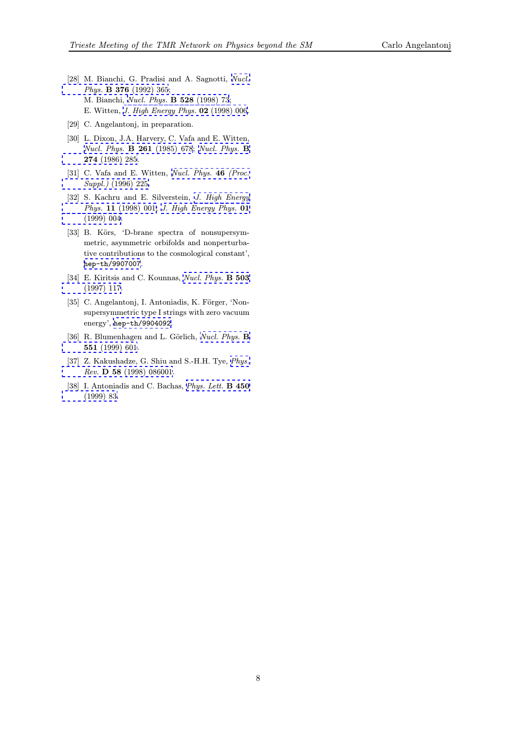[28] M. Bianchi, G. Pradisi and A. Sagnotti, *Nucl. Phys.* **B 376** (1992) 365;
M. Bianchi, *Nucl. Phys.* **B 528** (1998) 73;
E. Witten, *J. High Energy Phys.* **02** (1998) 006.

[29] C. Angelantonj, in preparation.

[30] L. Dixon, J.A. Harvery, C. Vafa and E. Witten, *Nucl. Phys.* **B 261** (1985) 678; *Nucl. Phys.* **B 274** (1986) 285.

[31] C. Vafa and E. Witten, *Nucl. Phys.* **46** *(Proc. Suppl.)* (1996) 225.

[32] S. Kachru and E. Silverstein, *J. High Energy Phys.* **11** (1998) 001; *J. High Energy Phys.* **01** (1999) 004.

[33] B. Körs, 'D-brane spectra of nonsupersymmetric, asymmetric orbifolds and nonperturbative contributions to the cosmological constant', `hep-th/9907007`.

[34] E. Kiritsis and C. Kounnas, *Nucl. Phys.* **B 503** (1997) 117.

[35] C. Angelantonj, I. Antoniadis, K. Förger, 'Non-supersymmetric type I strings with zero vacuum energy', `hep-th/9904092`.

[36] R. Blumenhagen and L. Görlich, *Nucl. Phys.* **B 551** (1999) 601.

[37] Z. Kakushadze, G. Shiu and S.-H.H. Tye, *Phys. Rev.* **D 58** (1998) 086001.

[38] I. Antoniadis and C. Bachas, *Phys. Lett.* **B 450** (1999) 83.